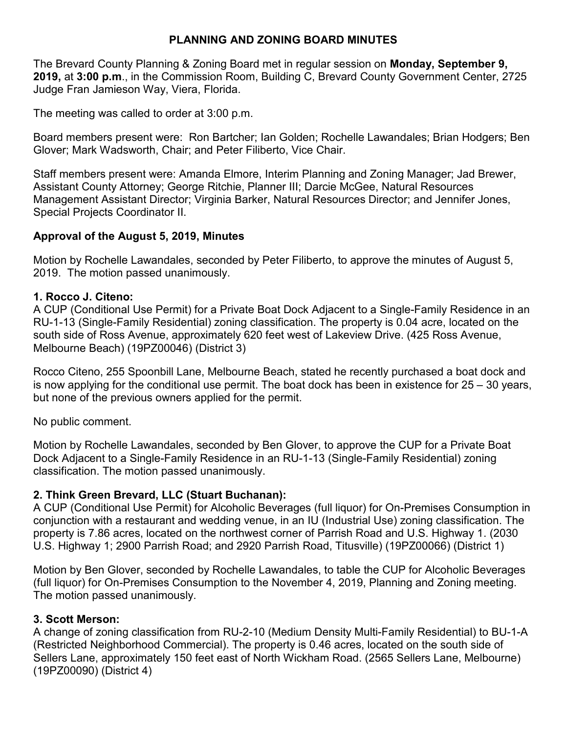# PLANNING AND ZONING BOARD MINUTES

The Brevard County Planning & Zoning Board met in regular session on **Monday, September 9, 2019,** at **3:00 p.m**., in the Commission Room, Building C, Brevard County Government Center, 2725 Judge Fran Jamieson Way, Viera, Florida.

The meeting was called to order at 3:00 p.m.

Board members present were: Ron Bartcher; Ian Golden; Rochelle Lawandales; Brian Hodgers; Ben Glover; Mark Wadsworth, Chair; and Peter Filiberto, Vice Chair.

Staff members present were: Amanda Elmore, Interim Planning and Zoning Manager; Jad Brewer, Assistant County Attorney; George Ritchie, Planner III; Darcie McGee, Natural Resources Management Assistant Director; Virginia Barker, Natural Resources Director; and Jennifer Jones, Special Projects Coordinator II.

## Approval of the August 5, 2019, Minutes

Motion by Rochelle Lawandales, seconded by Peter Filiberto, to approve the minutes of August 5, 2019. The motion passed unanimously.

### 1. Rocco J. Citeno:

A CUP (Conditional Use Permit) for a Private Boat Dock Adjacent to a Single-Family Residence in an RU-1-13 (Single-Family Residential) zoning classification. The property is 0.04 acre, located on the south side of Ross Avenue, approximately 620 feet west of Lakeview Drive. (425 Ross Avenue, Melbourne Beach) (19PZ00046) (District 3)

Rocco Citeno, 255 Spoonbill Lane, Melbourne Beach, stated he recently purchased a boat dock and is now applying for the conditional use permit. The boat dock has been in existence for 25 – 30 years, but none of the previous owners applied for the permit.

No public comment.

Motion by Rochelle Lawandales, seconded by Ben Glover, to approve the CUP for a Private Boat Dock Adjacent to a Single-Family Residence in an RU-1-13 (Single-Family Residential) zoning classification. The motion passed unanimously.

### 2. Think Green Brevard, LLC (Stuart Buchanan):

A CUP (Conditional Use Permit) for Alcoholic Beverages (full liquor) for On-Premises Consumption in conjunction with a restaurant and wedding venue, in an IU (Industrial Use) zoning classification. The property is 7.86 acres, located on the northwest corner of Parrish Road and U.S. Highway 1. (2030 U.S. Highway 1; 2900 Parrish Road; and 2920 Parrish Road, Titusville) (19PZ00066) (District 1)

Motion by Ben Glover, seconded by Rochelle Lawandales, to table the CUP for Alcoholic Beverages (full liquor) for On-Premises Consumption to the November 4, 2019, Planning and Zoning meeting. The motion passed unanimously.

### 3. Scott Merson:

A change of zoning classification from RU-2-10 (Medium Density Multi-Family Residential) to BU-1-A (Restricted Neighborhood Commercial). The property is 0.46 acres, located on the south side of Sellers Lane, approximately 150 feet east of North Wickham Road. (2565 Sellers Lane, Melbourne) (19PZ00090) (District 4)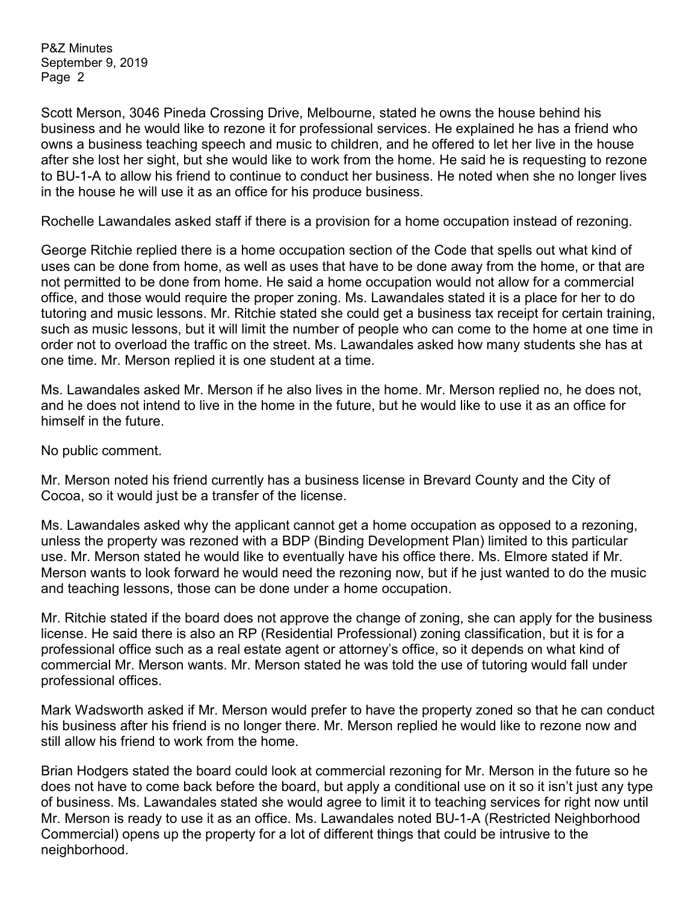Scott Merson, 3046 Pineda Crossing Drive, Melbourne, stated he owns the house behind his business and he would like to rezone it for professional services. He explained he has a friend who owns a business teaching speech and music to children, and he offered to let her live in the house after she lost her sight, but she would like to work from the home. He said he is requesting to rezone to BU-1-A to allow his friend to continue to conduct her business. He noted when she no longer lives in the house he will use it as an office for his produce business.

Rochelle Lawandales asked staff if there is a provision for a home occupation instead of rezoning.

George Ritchie replied there is a home occupation section of the Code that spells out what kind of uses can be done from home, as well as uses that have to be done away from the home, or that are not permitted to be done from home. He said a home occupation would not allow for a commercial office, and those would require the proper zoning. Ms. Lawandales stated it is a place for her to do tutoring and music lessons. Mr. Ritchie stated she could get a business tax receipt for certain training, such as music lessons, but it will limit the number of people who can come to the home at one time in order not to overload the traffic on the street. Ms. Lawandales asked how many students she has at one time. Mr. Merson replied it is one student at a time.

Ms. Lawandales asked Mr. Merson if he also lives in the home. Mr. Merson replied no, he does not, and he does not intend to live in the home in the future, but he would like to use it as an office for himself in the future.

No public comment.

Mr. Merson noted his friend currently has a business license in Brevard County and the City of Cocoa, so it would just be a transfer of the license.

Ms. Lawandales asked why the applicant cannot get a home occupation as opposed to a rezoning, unless the property was rezoned with a BDP (Binding Development Plan) limited to this particular use. Mr. Merson stated he would like to eventually have his office there. Ms. Elmore stated if Mr. Merson wants to look forward he would need the rezoning now, but if he just wanted to do the music and teaching lessons, those can be done under a home occupation.

Mr. Ritchie stated if the board does not approve the change of zoning, she can apply for the business license. He said there is also an RP (Residential Professional) zoning classification, but it is for a professional office such as a real estate agent or attorney's office, so it depends on what kind of commercial Mr. Merson wants. Mr. Merson stated he was told the use of tutoring would fall under professional offices.

Mark Wadsworth asked if Mr. Merson would prefer to have the property zoned so that he can conduct his business after his friend is no longer there. Mr. Merson replied he would like to rezone now and still allow his friend to work from the home.

Brian Hodgers stated the board could look at commercial rezoning for Mr. Merson in the future so he does not have to come back before the board, but apply a conditional use on it so it isn't just any type of business. Ms. Lawandales stated she would agree to limit it to teaching services for right now until Mr. Merson is ready to use it as an office. Ms. Lawandales noted BU-1-A (Restricted Neighborhood Commercial) opens up the property for a lot of different things that could be intrusive to the neighborhood.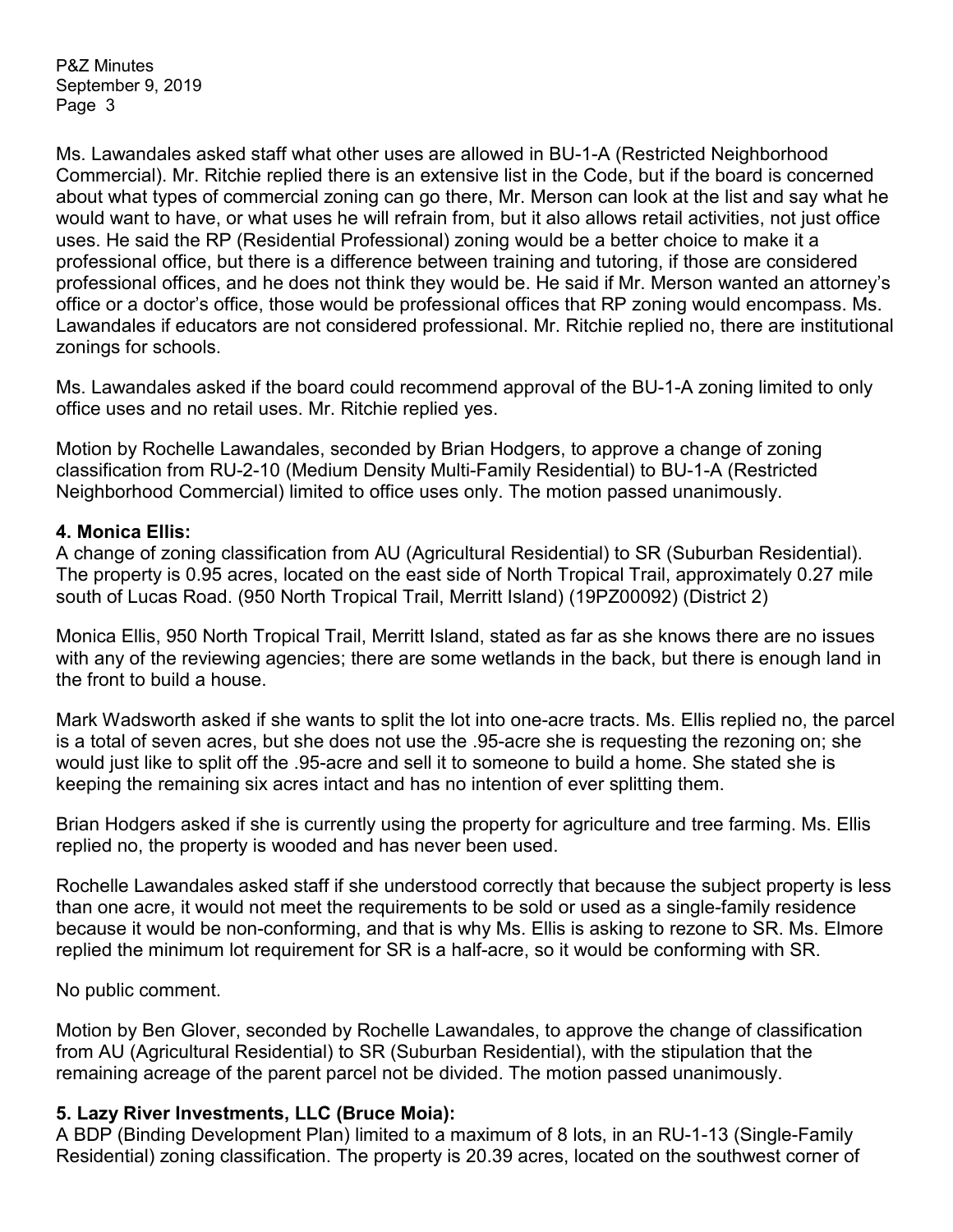Ms. Lawandales asked staff what other uses are allowed in BU-1-A (Restricted Neighborhood Commercial). Mr. Ritchie replied there is an extensive list in the Code, but if the board is concerned about what types of commercial zoning can go there, Mr. Merson can look at the list and say what he would want to have, or what uses he will refrain from, but it also allows retail activities, not just office uses. He said the RP (Residential Professional) zoning would be a better choice to make it a professional office, but there is a difference between training and tutoring, if those are considered professional offices, and he does not think they would be. He said if Mr. Merson wanted an attorney's office or a doctor's office, those would be professional offices that RP zoning would encompass. Ms. Lawandales if educators are not considered professional. Mr. Ritchie replied no, there are institutional zonings for schools.

Ms. Lawandales asked if the board could recommend approval of the BU-1-A zoning limited to only office uses and no retail uses. Mr. Ritchie replied yes.

Motion by Rochelle Lawandales, seconded by Brian Hodgers, to approve a change of zoning classification from RU-2-10 (Medium Density Multi-Family Residential) to BU-1-A (Restricted Neighborhood Commercial) limited to office uses only. The motion passed unanimously.

**4. Monica Ellis:**
A change of zoning classification from AU (Agricultural Residential) to SR (Suburban Residential). The property is 0.95 acres, located on the east side of North Tropical Trail, approximately 0.27 mile south of Lucas Road. (950 North Tropical Trail, Merritt Island) (19PZ00092) (District 2)

Monica Ellis, 950 North Tropical Trail, Merritt Island, stated as far as she knows there are no issues with any of the reviewing agencies; there are some wetlands in the back, but there is enough land in the front to build a house.

Mark Wadsworth asked if she wants to split the lot into one-acre tracts. Ms. Ellis replied no, the parcel is a total of seven acres, but she does not use the .95-acre she is requesting the rezoning on; she would just like to split off the .95-acre and sell it to someone to build a home. She stated she is keeping the remaining six acres intact and has no intention of ever splitting them.

Brian Hodgers asked if she is currently using the property for agriculture and tree farming. Ms. Ellis replied no, the property is wooded and has never been used.

Rochelle Lawandales asked staff if she understood correctly that because the subject property is less than one acre, it would not meet the requirements to be sold or used as a single-family residence because it would be non-conforming, and that is why Ms. Ellis is asking to rezone to SR. Ms. Elmore replied the minimum lot requirement for SR is a half-acre, so it would be conforming with SR.

No public comment.

Motion by Ben Glover, seconded by Rochelle Lawandales, to approve the change of classification from AU (Agricultural Residential) to SR (Suburban Residential), with the stipulation that the remaining acreage of the parent parcel not be divided. The motion passed unanimously.

**5. Lazy River Investments, LLC (Bruce Moia):**
A BDP (Binding Development Plan) limited to a maximum of 8 lots, in an RU-1-13 (Single-Family Residential) zoning classification. The property is 20.39 acres, located on the southwest corner of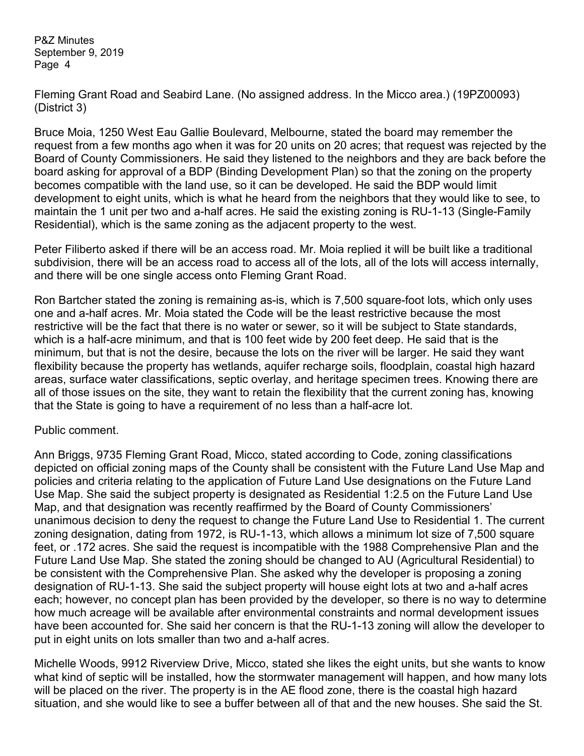Fleming Grant Road and Seabird Lane. (No assigned address. In the Micco area.) (19PZ00093) (District 3)

Bruce Moia, 1250 West Eau Gallie Boulevard, Melbourne, stated the board may remember the request from a few months ago when it was for 20 units on 20 acres; that request was rejected by the Board of County Commissioners. He said they listened to the neighbors and they are back before the board asking for approval of a BDP (Binding Development Plan) so that the zoning on the property becomes compatible with the land use, so it can be developed. He said the BDP would limit development to eight units, which is what he heard from the neighbors that they would like to see, to maintain the 1 unit per two and a-half acres. He said the existing zoning is RU-1-13 (Single-Family Residential), which is the same zoning as the adjacent property to the west.

Peter Filiberto asked if there will be an access road. Mr. Moia replied it will be built like a traditional subdivision, there will be an access road to access all of the lots, all of the lots will access internally, and there will be one single access onto Fleming Grant Road.

Ron Bartcher stated the zoning is remaining as-is, which is 7,500 square-foot lots, which only uses one and a-half acres. Mr. Moia stated the Code will be the least restrictive because the most restrictive will be the fact that there is no water or sewer, so it will be subject to State standards, which is a half-acre minimum, and that is 100 feet wide by 200 feet deep. He said that is the minimum, but that is not the desire, because the lots on the river will be larger. He said they want flexibility because the property has wetlands, aquifer recharge soils, floodplain, coastal high hazard areas, surface water classifications, septic overlay, and heritage specimen trees. Knowing there are all of those issues on the site, they want to retain the flexibility that the current zoning has, knowing that the State is going to have a requirement of no less than a half-acre lot.

Public comment.

Ann Briggs, 9735 Fleming Grant Road, Micco, stated according to Code, zoning classifications depicted on official zoning maps of the County shall be consistent with the Future Land Use Map and policies and criteria relating to the application of Future Land Use designations on the Future Land Use Map. She said the subject property is designated as Residential 1:2.5 on the Future Land Use Map, and that designation was recently reaffirmed by the Board of County Commissioners' unanimous decision to deny the request to change the Future Land Use to Residential 1. The current zoning designation, dating from 1972, is RU-1-13, which allows a minimum lot size of 7,500 square feet, or .172 acres. She said the request is incompatible with the 1988 Comprehensive Plan and the Future Land Use Map. She stated the zoning should be changed to AU (Agricultural Residential) to be consistent with the Comprehensive Plan. She asked why the developer is proposing a zoning designation of RU-1-13. She said the subject property will house eight lots at two and a-half acres each; however, no concept plan has been provided by the developer, so there is no way to determine how much acreage will be available after environmental constraints and normal development issues have been accounted for. She said her concern is that the RU-1-13 zoning will allow the developer to put in eight units on lots smaller than two and a-half acres.

Michelle Woods, 9912 Riverview Drive, Micco, stated she likes the eight units, but she wants to know what kind of septic will be installed, how the stormwater management will happen, and how many lots will be placed on the river. The property is in the AE flood zone, there is the coastal high hazard situation, and she would like to see a buffer between all of that and the new houses. She said the St.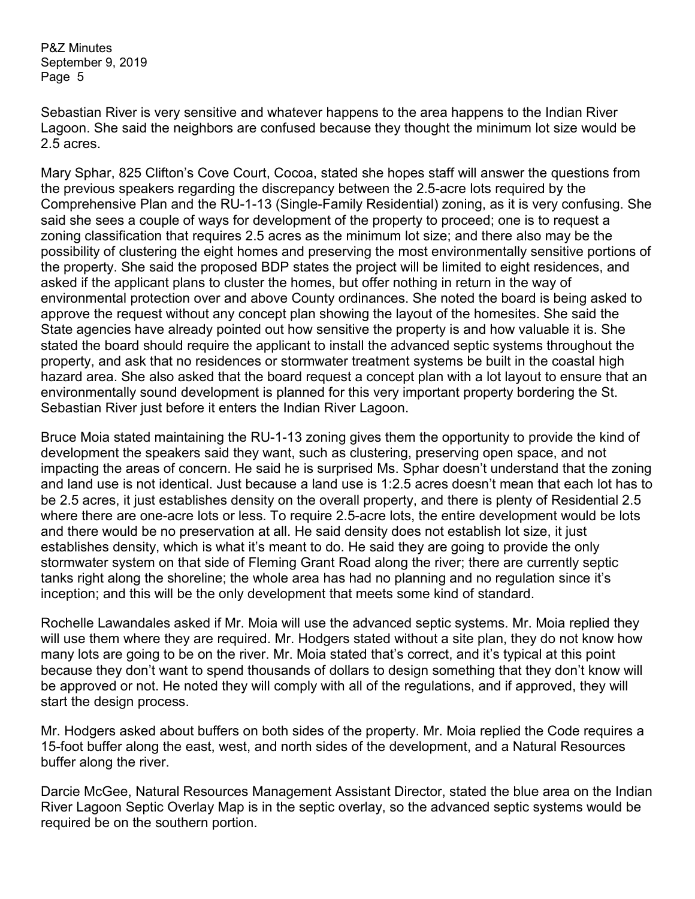Sebastian River is very sensitive and whatever happens to the area happens to the Indian River Lagoon. She said the neighbors are confused because they thought the minimum lot size would be 2.5 acres.

Mary Sphar, 825 Clifton's Cove Court, Cocoa, stated she hopes staff will answer the questions from the previous speakers regarding the discrepancy between the 2.5-acre lots required by the Comprehensive Plan and the RU-1-13 (Single-Family Residential) zoning, as it is very confusing. She said she sees a couple of ways for development of the property to proceed; one is to request a zoning classification that requires 2.5 acres as the minimum lot size; and there also may be the possibility of clustering the eight homes and preserving the most environmentally sensitive portions of the property. She said the proposed BDP states the project will be limited to eight residences, and asked if the applicant plans to cluster the homes, but offer nothing in return in the way of environmental protection over and above County ordinances. She noted the board is being asked to approve the request without any concept plan showing the layout of the homesites. She said the State agencies have already pointed out how sensitive the property is and how valuable it is. She stated the board should require the applicant to install the advanced septic systems throughout the property, and ask that no residences or stormwater treatment systems be built in the coastal high hazard area. She also asked that the board request a concept plan with a lot layout to ensure that an environmentally sound development is planned for this very important property bordering the St. Sebastian River just before it enters the Indian River Lagoon.

Bruce Moia stated maintaining the RU-1-13 zoning gives them the opportunity to provide the kind of development the speakers said they want, such as clustering, preserving open space, and not impacting the areas of concern. He said he is surprised Ms. Sphar doesn't understand that the zoning and land use is not identical. Just because a land use is 1:2.5 acres doesn't mean that each lot has to be 2.5 acres, it just establishes density on the overall property, and there is plenty of Residential 2.5 where there are one-acre lots or less. To require 2.5-acre lots, the entire development would be lots and there would be no preservation at all. He said density does not establish lot size, it just establishes density, which is what it's meant to do. He said they are going to provide the only stormwater system on that side of Fleming Grant Road along the river; there are currently septic tanks right along the shoreline; the whole area has had no planning and no regulation since it's inception; and this will be the only development that meets some kind of standard.

Rochelle Lawandales asked if Mr. Moia will use the advanced septic systems. Mr. Moia replied they will use them where they are required. Mr. Hodgers stated without a site plan, they do not know how many lots are going to be on the river. Mr. Moia stated that's correct, and it's typical at this point because they don't want to spend thousands of dollars to design something that they don't know will be approved or not. He noted they will comply with all of the regulations, and if approved, they will start the design process.

Mr. Hodgers asked about buffers on both sides of the property. Mr. Moia replied the Code requires a 15-foot buffer along the east, west, and north sides of the development, and a Natural Resources buffer along the river.

Darcie McGee, Natural Resources Management Assistant Director, stated the blue area on the Indian River Lagoon Septic Overlay Map is in the septic overlay, so the advanced septic systems would be required be on the southern portion.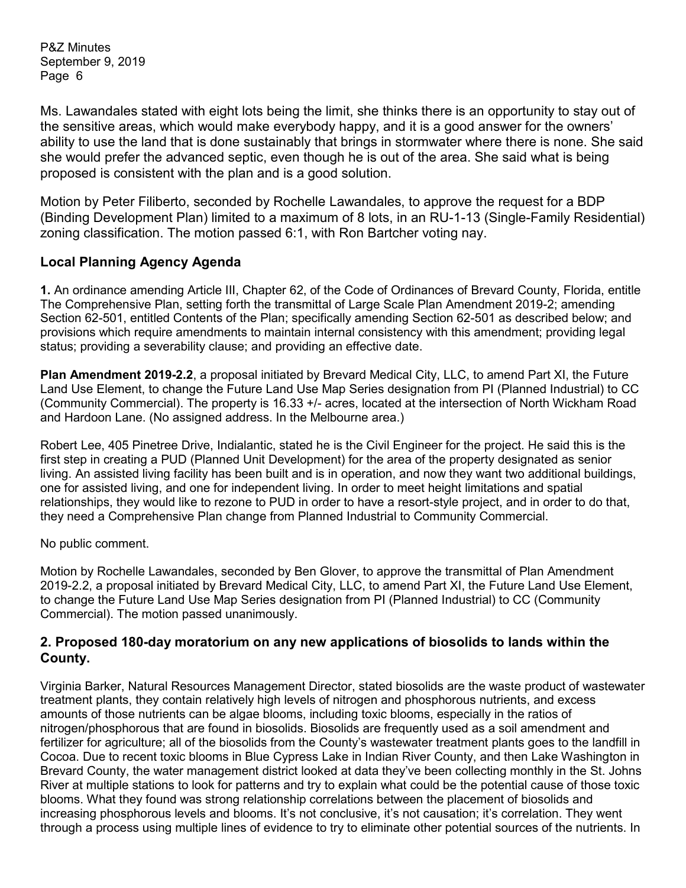Ms. Lawandales stated with eight lots being the limit, she thinks there is an opportunity to stay out of the sensitive areas, which would make everybody happy, and it is a good answer for the owners' ability to use the land that is done sustainably that brings in stormwater where there is none. She said she would prefer the advanced septic, even though he is out of the area. She said what is being proposed is consistent with the plan and is a good solution.

Motion by Peter Filiberto, seconded by Rochelle Lawandales, to approve the request for a BDP (Binding Development Plan) limited to a maximum of 8 lots, in an RU-1-13 (Single-Family Residential) zoning classification. The motion passed 6:1, with Ron Bartcher voting nay.

## Local Planning Agency Agenda

**1.** An ordinance amending Article III, Chapter 62, of the Code of Ordinances of Brevard County, Florida, entitle The Comprehensive Plan, setting forth the transmittal of Large Scale Plan Amendment 2019-2; amending Section 62-501, entitled Contents of the Plan; specifically amending Section 62-501 as described below; and provisions which require amendments to maintain internal consistency with this amendment; providing legal status; providing a severability clause; and providing an effective date.

**Plan Amendment 2019-2.2**, a proposal initiated by Brevard Medical City, LLC, to amend Part XI, the Future Land Use Element, to change the Future Land Use Map Series designation from PI (Planned Industrial) to CC (Community Commercial). The property is 16.33 +/- acres, located at the intersection of North Wickham Road and Hardoon Lane. (No assigned address. In the Melbourne area.)

Robert Lee, 405 Pinetree Drive, Indialantic, stated he is the Civil Engineer for the project. He said this is the first step in creating a PUD (Planned Unit Development) for the area of the property designated as senior living. An assisted living facility has been built and is in operation, and now they want two additional buildings, one for assisted living, and one for independent living. In order to meet height limitations and spatial relationships, they would like to rezone to PUD in order to have a resort-style project, and in order to do that, they need a Comprehensive Plan change from Planned Industrial to Community Commercial.

No public comment.

Motion by Rochelle Lawandales, seconded by Ben Glover, to approve the transmittal of Plan Amendment 2019-2.2, a proposal initiated by Brevard Medical City, LLC, to amend Part XI, the Future Land Use Element, to change the Future Land Use Map Series designation from PI (Planned Industrial) to CC (Community Commercial). The motion passed unanimously.

### 2. Proposed 180-day moratorium on any new applications of biosolids to lands within the County.

Virginia Barker, Natural Resources Management Director, stated biosolids are the waste product of wastewater treatment plants, they contain relatively high levels of nitrogen and phosphorous nutrients, and excess amounts of those nutrients can be algae blooms, including toxic blooms, especially in the ratios of nitrogen/phosphorous that are found in biosolids. Biosolids are frequently used as a soil amendment and fertilizer for agriculture; all of the biosolids from the County's wastewater treatment plants goes to the landfill in Cocoa. Due to recent toxic blooms in Blue Cypress Lake in Indian River County, and then Lake Washington in Brevard County, the water management district looked at data they've been collecting monthly in the St. Johns River at multiple stations to look for patterns and try to explain what could be the potential cause of those toxic blooms. What they found was strong relationship correlations between the placement of biosolids and increasing phosphorous levels and blooms. It's not conclusive, it's not causation; it's correlation. They went through a process using multiple lines of evidence to try to eliminate other potential sources of the nutrients. In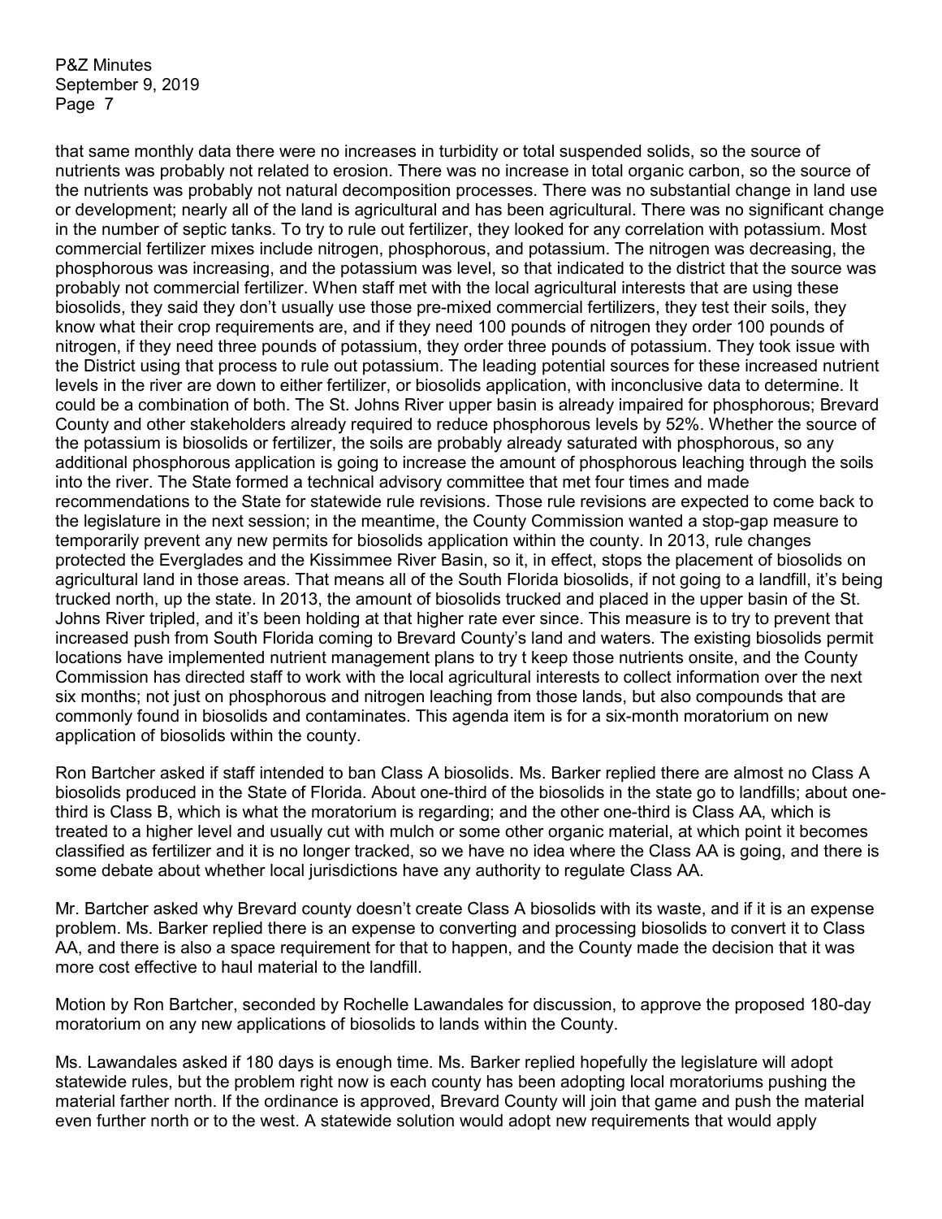that same monthly data there were no increases in turbidity or total suspended solids, so the source of nutrients was probably not related to erosion. There was no increase in total organic carbon, so the source of the nutrients was probably not natural decomposition processes. There was no substantial change in land use or development; nearly all of the land is agricultural and has been agricultural. There was no significant change in the number of septic tanks. To try to rule out fertilizer, they looked for any correlation with potassium. Most commercial fertilizer mixes include nitrogen, phosphorous, and potassium. The nitrogen was decreasing, the phosphorous was increasing, and the potassium was level, so that indicated to the district that the source was probably not commercial fertilizer. When staff met with the local agricultural interests that are using these biosolids, they said they don't usually use those pre-mixed commercial fertilizers, they test their soils, they know what their crop requirements are, and if they need 100 pounds of nitrogen they order 100 pounds of nitrogen, if they need three pounds of potassium, they order three pounds of potassium. They took issue with the District using that process to rule out potassium. The leading potential sources for these increased nutrient levels in the river are down to either fertilizer, or biosolids application, with inconclusive data to determine. It could be a combination of both. The St. Johns River upper basin is already impaired for phosphorous; Brevard County and other stakeholders already required to reduce phosphorous levels by 52%. Whether the source of the potassium is biosolids or fertilizer, the soils are probably already saturated with phosphorous, so any additional phosphorous application is going to increase the amount of phosphorous leaching through the soils into the river. The State formed a technical advisory committee that met four times and made recommendations to the State for statewide rule revisions. Those rule revisions are expected to come back to the legislature in the next session; in the meantime, the County Commission wanted a stop-gap measure to temporarily prevent any new permits for biosolids application within the county. In 2013, rule changes protected the Everglades and the Kissimmee River Basin, so it, in effect, stops the placement of biosolids on agricultural land in those areas. That means all of the South Florida biosolids, if not going to a landfill, it's being trucked north, up the state. In 2013, the amount of biosolids trucked and placed in the upper basin of the St. Johns River tripled, and it's been holding at that higher rate ever since. This measure is to try to prevent that increased push from South Florida coming to Brevard County's land and waters. The existing biosolids permit locations have implemented nutrient management plans to try t keep those nutrients onsite, and the County Commission has directed staff to work with the local agricultural interests to collect information over the next six months; not just on phosphorous and nitrogen leaching from those lands, but also compounds that are commonly found in biosolids and contaminates. This agenda item is for a six-month moratorium on new application of biosolids within the county.

Ron Bartcher asked if staff intended to ban Class A biosolids. Ms. Barker replied there are almost no Class A biosolids produced in the State of Florida. About one-third of the biosolids in the state go to landfills; about one-third is Class B, which is what the moratorium is regarding; and the other one-third is Class AA, which is treated to a higher level and usually cut with mulch or some other organic material, at which point it becomes classified as fertilizer and it is no longer tracked, so we have no idea where the Class AA is going, and there is some debate about whether local jurisdictions have any authority to regulate Class AA.

Mr. Bartcher asked why Brevard county doesn't create Class A biosolids with its waste, and if it is an expense problem. Ms. Barker replied there is an expense to converting and processing biosolids to convert it to Class AA, and there is also a space requirement for that to happen, and the County made the decision that it was more cost effective to haul material to the landfill.

Motion by Ron Bartcher, seconded by Rochelle Lawandales for discussion, to approve the proposed 180-day moratorium on any new applications of biosolids to lands within the County.

Ms. Lawandales asked if 180 days is enough time. Ms. Barker replied hopefully the legislature will adopt statewide rules, but the problem right now is each county has been adopting local moratoriums pushing the material farther north. If the ordinance is approved, Brevard County will join that game and push the material even further north or to the west. A statewide solution would adopt new requirements that would apply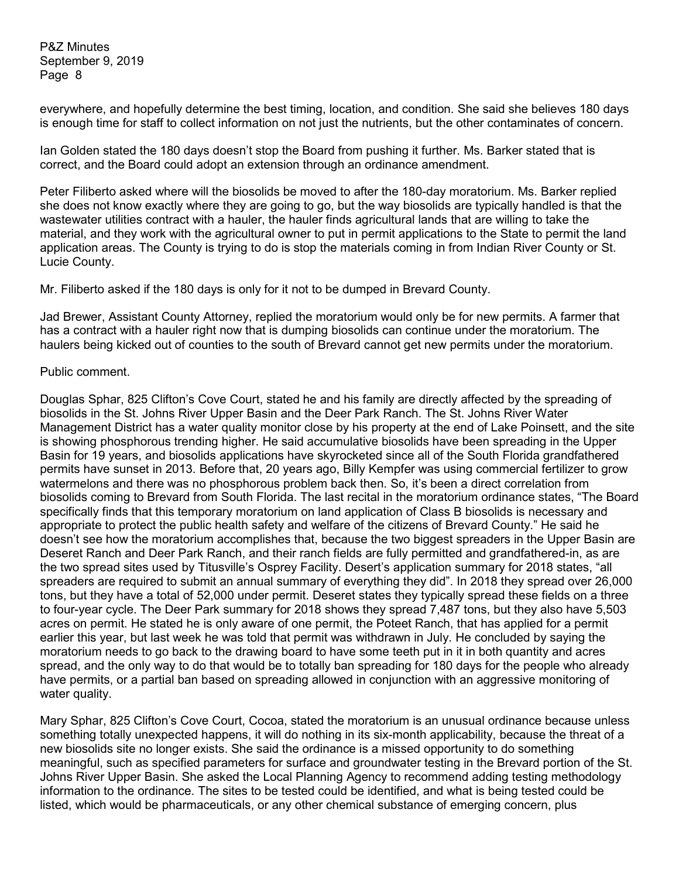everywhere, and hopefully determine the best timing, location, and condition. She said she believes 180 days is enough time for staff to collect information on not just the nutrients, but the other contaminates of concern.

Ian Golden stated the 180 days doesn't stop the Board from pushing it further. Ms. Barker stated that is correct, and the Board could adopt an extension through an ordinance amendment.

Peter Filiberto asked where will the biosolids be moved to after the 180-day moratorium. Ms. Barker replied she does not know exactly where they are going to go, but the way biosolids are typically handled is that the wastewater utilities contract with a hauler, the hauler finds agricultural lands that are willing to take the material, and they work with the agricultural owner to put in permit applications to the State to permit the land application areas. The County is trying to do is stop the materials coming in from Indian River County or St. Lucie County.

Mr. Filiberto asked if the 180 days is only for it not to be dumped in Brevard County.

Jad Brewer, Assistant County Attorney, replied the moratorium would only be for new permits. A farmer that has a contract with a hauler right now that is dumping biosolids can continue under the moratorium. The haulers being kicked out of counties to the south of Brevard cannot get new permits under the moratorium.

Public comment.

Douglas Sphar, 825 Clifton's Cove Court, stated he and his family are directly affected by the spreading of biosolids in the St. Johns River Upper Basin and the Deer Park Ranch. The St. Johns River Water Management District has a water quality monitor close by his property at the end of Lake Poinsett, and the site is showing phosphorous trending higher. He said accumulative biosolids have been spreading in the Upper Basin for 19 years, and biosolids applications have skyrocketed since all of the South Florida grandfathered permits have sunset in 2013. Before that, 20 years ago, Billy Kempfer was using commercial fertilizer to grow watermelons and there was no phosphorous problem back then. So, it's been a direct correlation from biosolids coming to Brevard from South Florida. The last recital in the moratorium ordinance states, "The Board specifically finds that this temporary moratorium on land application of Class B biosolids is necessary and appropriate to protect the public health safety and welfare of the citizens of Brevard County." He said he doesn't see how the moratorium accomplishes that, because the two biggest spreaders in the Upper Basin are Deseret Ranch and Deer Park Ranch, and their ranch fields are fully permitted and grandfathered-in, as are the two spread sites used by Titusville's Osprey Facility. Desert's application summary for 2018 states, "all spreaders are required to submit an annual summary of everything they did". In 2018 they spread over 26,000 tons, but they have a total of 52,000 under permit. Deseret states they typically spread these fields on a three to four-year cycle. The Deer Park summary for 2018 shows they spread 7,487 tons, but they also have 5,503 acres on permit. He stated he is only aware of one permit, the Poteet Ranch, that has applied for a permit earlier this year, but last week he was told that permit was withdrawn in July. He concluded by saying the moratorium needs to go back to the drawing board to have some teeth put in it in both quantity and acres spread, and the only way to do that would be to totally ban spreading for 180 days for the people who already have permits, or a partial ban based on spreading allowed in conjunction with an aggressive monitoring of water quality.

Mary Sphar, 825 Clifton's Cove Court, Cocoa, stated the moratorium is an unusual ordinance because unless something totally unexpected happens, it will do nothing in its six-month applicability, because the threat of a new biosolids site no longer exists. She said the ordinance is a missed opportunity to do something meaningful, such as specified parameters for surface and groundwater testing in the Brevard portion of the St. Johns River Upper Basin. She asked the Local Planning Agency to recommend adding testing methodology information to the ordinance. The sites to be tested could be identified, and what is being tested could be listed, which would be pharmaceuticals, or any other chemical substance of emerging concern, plus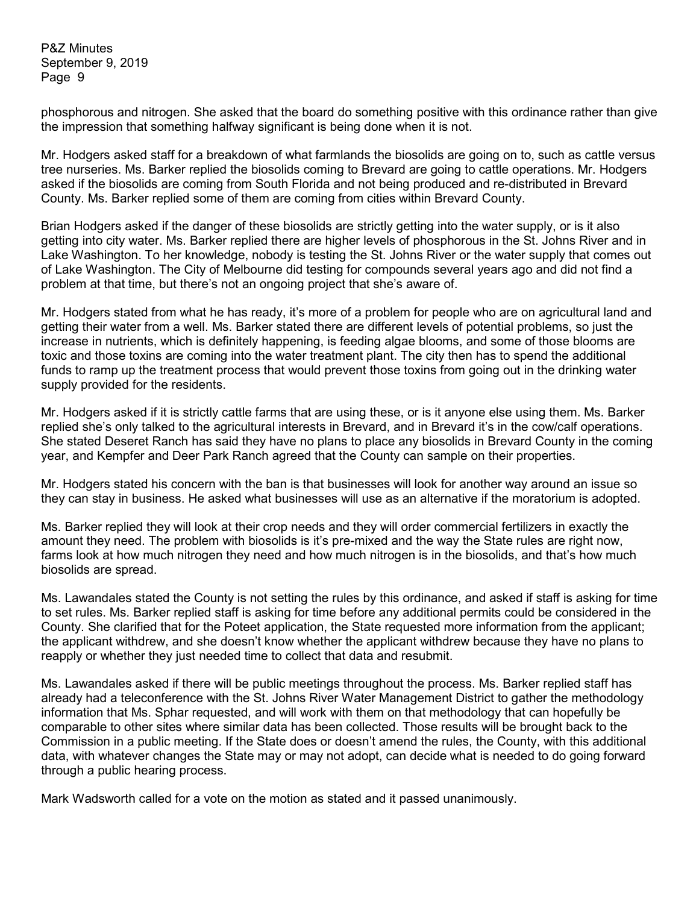phosphorous and nitrogen. She asked that the board do something positive with this ordinance rather than give the impression that something halfway significant is being done when it is not.

Mr. Hodgers asked staff for a breakdown of what farmlands the biosolids are going on to, such as cattle versus tree nurseries. Ms. Barker replied the biosolids coming to Brevard are going to cattle operations. Mr. Hodgers asked if the biosolids are coming from South Florida and not being produced and re-distributed in Brevard County. Ms. Barker replied some of them are coming from cities within Brevard County.

Brian Hodgers asked if the danger of these biosolids are strictly getting into the water supply, or is it also getting into city water. Ms. Barker replied there are higher levels of phosphorous in the St. Johns River and in Lake Washington. To her knowledge, nobody is testing the St. Johns River or the water supply that comes out of Lake Washington. The City of Melbourne did testing for compounds several years ago and did not find a problem at that time, but there's not an ongoing project that she's aware of.

Mr. Hodgers stated from what he has ready, it's more of a problem for people who are on agricultural land and getting their water from a well. Ms. Barker stated there are different levels of potential problems, so just the increase in nutrients, which is definitely happening, is feeding algae blooms, and some of those blooms are toxic and those toxins are coming into the water treatment plant. The city then has to spend the additional funds to ramp up the treatment process that would prevent those toxins from going out in the drinking water supply provided for the residents.

Mr. Hodgers asked if it is strictly cattle farms that are using these, or is it anyone else using them. Ms. Barker replied she's only talked to the agricultural interests in Brevard, and in Brevard it's in the cow/calf operations. She stated Deseret Ranch has said they have no plans to place any biosolids in Brevard County in the coming year, and Kempfer and Deer Park Ranch agreed that the County can sample on their properties.

Mr. Hodgers stated his concern with the ban is that businesses will look for another way around an issue so they can stay in business. He asked what businesses will use as an alternative if the moratorium is adopted.

Ms. Barker replied they will look at their crop needs and they will order commercial fertilizers in exactly the amount they need. The problem with biosolids is it's pre-mixed and the way the State rules are right now, farms look at how much nitrogen they need and how much nitrogen is in the biosolids, and that's how much biosolids are spread.

Ms. Lawandales stated the County is not setting the rules by this ordinance, and asked if staff is asking for time to set rules. Ms. Barker replied staff is asking for time before any additional permits could be considered in the County. She clarified that for the Poteet application, the State requested more information from the applicant; the applicant withdrew, and she doesn't know whether the applicant withdrew because they have no plans to reapply or whether they just needed time to collect that data and resubmit.

Ms. Lawandales asked if there will be public meetings throughout the process. Ms. Barker replied staff has already had a teleconference with the St. Johns River Water Management District to gather the methodology information that Ms. Sphar requested, and will work with them on that methodology that can hopefully be comparable to other sites where similar data has been collected. Those results will be brought back to the Commission in a public meeting. If the State does or doesn't amend the rules, the County, with this additional data, with whatever changes the State may or may not adopt, can decide what is needed to do going forward through a public hearing process.

Mark Wadsworth called for a vote on the motion as stated and it passed unanimously.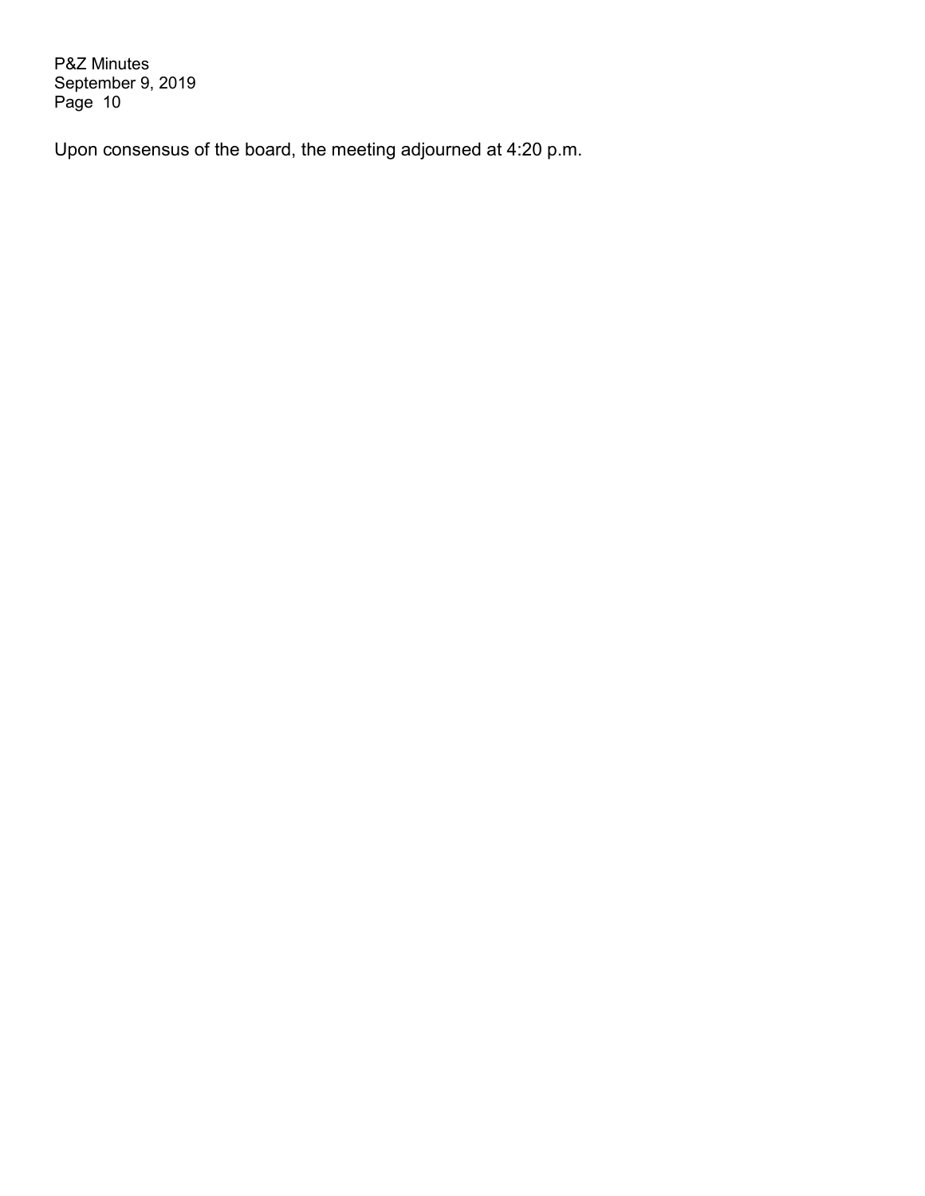Upon consensus of the board, the meeting adjourned at 4:20 p.m.